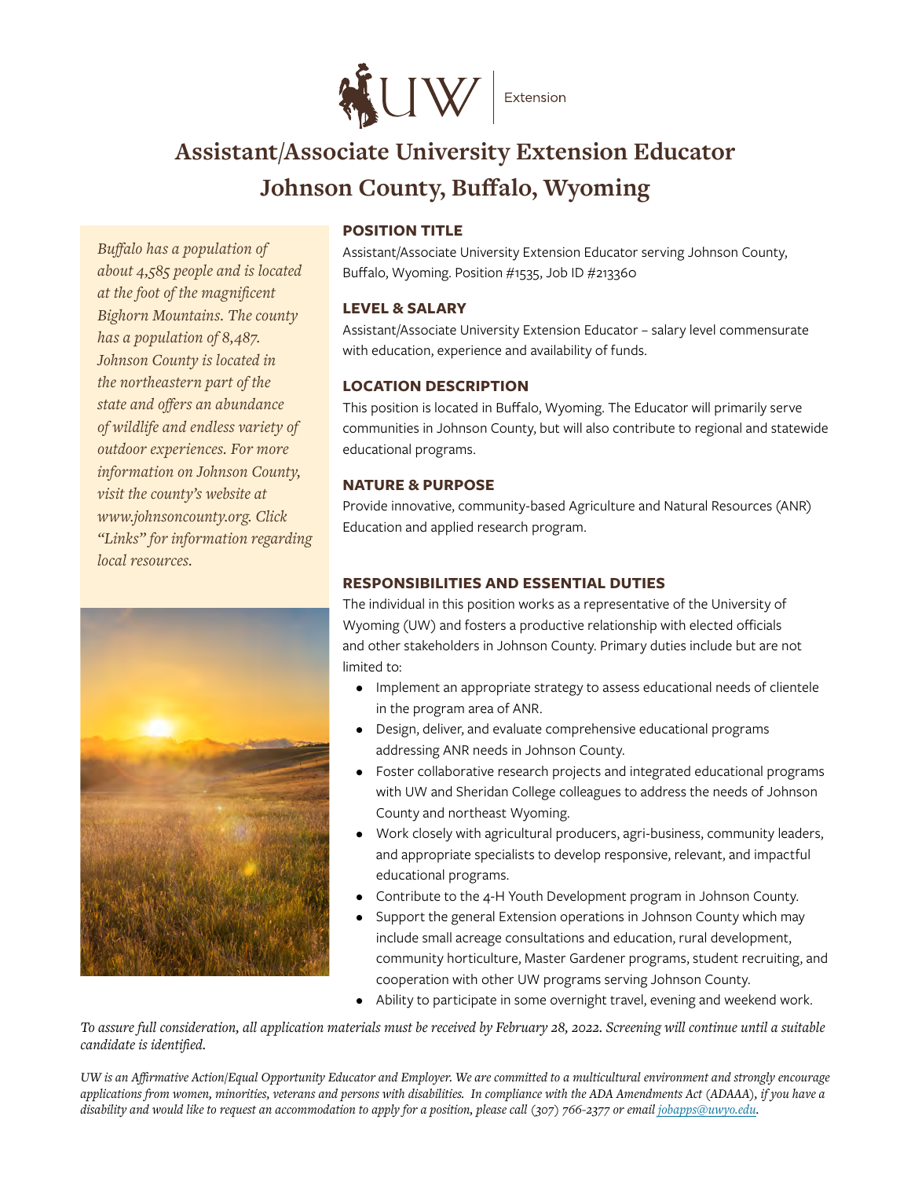UW | Extension

# Assistant/Associate University Extension Educator
# Johnson County, Buffalo, Wyoming

*Buffalo has a population of about 4,585 people and is located at the foot of the magnificent Bighorn Mountains. The county has a population of 8,487. Johnson County is located in the northeastern part of the state and offers an abundance of wildlife and endless variety of outdoor experiences. For more information on Johnson County, visit the county's website at www.johnsoncounty.org. Click "Links" for information regarding local resources.*

### POSITION TITLE

Assistant/Associate University Extension Educator serving Johnson County, Buffalo, Wyoming. Position #1535, Job ID #213360

### LEVEL & SALARY

Assistant/Associate University Extension Educator – salary level commensurate with education, experience and availability of funds.

### LOCATION DESCRIPTION

This position is located in Buffalo, Wyoming. The Educator will primarily serve communities in Johnson County, but will also contribute to regional and statewide educational programs.

### NATURE & PURPOSE

Provide innovative, community-based Agriculture and Natural Resources (ANR) Education and applied research program.

### RESPONSIBILITIES AND ESSENTIAL DUTIES

The individual in this position works as a representative of the University of Wyoming (UW) and fosters a productive relationship with elected officials and other stakeholders in Johnson County. Primary duties include but are not limited to:

- Implement an appropriate strategy to assess educational needs of clientele in the program area of ANR.
- Design, deliver, and evaluate comprehensive educational programs addressing ANR needs in Johnson County.
- Foster collaborative research projects and integrated educational programs with UW and Sheridan College colleagues to address the needs of Johnson County and northeast Wyoming.
- Work closely with agricultural producers, agri-business, community leaders, and appropriate specialists to develop responsive, relevant, and impactful educational programs.
- Contribute to the 4-H Youth Development program in Johnson County.
- Support the general Extension operations in Johnson County which may include small acreage consultations and education, rural development, community horticulture, Master Gardener programs, student recruiting, and cooperation with other UW programs serving Johnson County.
- Ability to participate in some overnight travel, evening and weekend work.

*To assure full consideration, all application materials must be received by February 28, 2022. Screening will continue until a suitable candidate is identified.*

*UW is an Affirmative Action/Equal Opportunity Educator and Employer. We are committed to a multicultural environment and strongly encourage applications from women, minorities, veterans and persons with disabilities. In compliance with the ADA Amendments Act (ADAAA), if you have a disability and would like to request an accommodation to apply for a position, please call (307) 766-2377 or email jobapps@uwyo.edu.*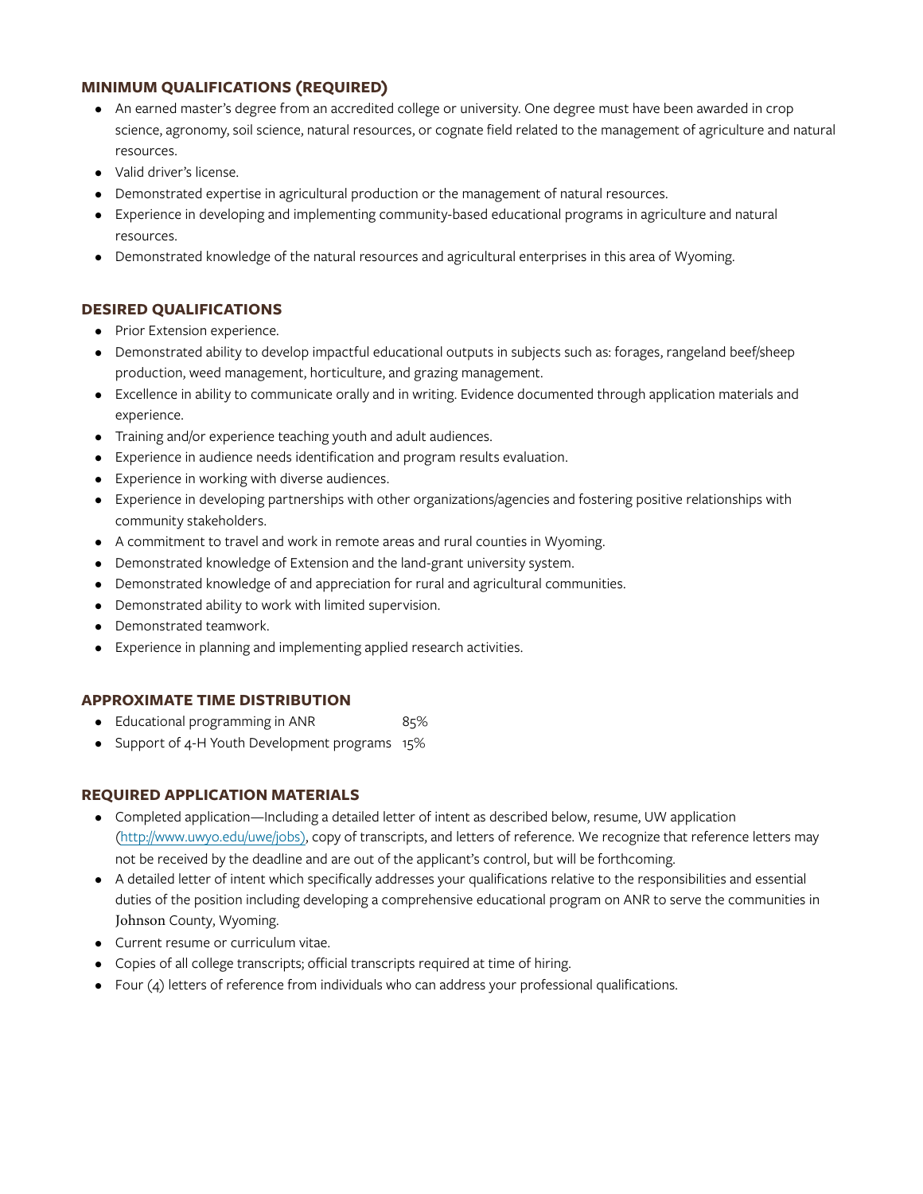## MINIMUM QUALIFICATIONS (REQUIRED)

- An earned master's degree from an accredited college or university. One degree must have been awarded in crop science, agronomy, soil science, natural resources, or cognate field related to the management of agriculture and natural resources.
- Valid driver's license.
- Demonstrated expertise in agricultural production or the management of natural resources.
- Experience in developing and implementing community-based educational programs in agriculture and natural resources.
- Demonstrated knowledge of the natural resources and agricultural enterprises in this area of Wyoming.

## DESIRED QUALIFICATIONS

- Prior Extension experience.
- Demonstrated ability to develop impactful educational outputs in subjects such as: forages, rangeland beef/sheep production, weed management, horticulture, and grazing management.
- Excellence in ability to communicate orally and in writing. Evidence documented through application materials and experience.
- Training and/or experience teaching youth and adult audiences.
- Experience in audience needs identification and program results evaluation.
- Experience in working with diverse audiences.
- Experience in developing partnerships with other organizations/agencies and fostering positive relationships with community stakeholders.
- A commitment to travel and work in remote areas and rural counties in Wyoming.
- Demonstrated knowledge of Extension and the land-grant university system.
- Demonstrated knowledge of and appreciation for rural and agricultural communities.
- Demonstrated ability to work with limited supervision.
- Demonstrated teamwork.
- Experience in planning and implementing applied research activities.

## APPROXIMATE TIME DISTRIBUTION

- Educational programming in ANR 85%
- Support of 4-H Youth Development programs 15%

## REQUIRED APPLICATION MATERIALS

- Completed application—Including a detailed letter of intent as described below, resume, UW application (http://www.uwyo.edu/uwe/jobs), copy of transcripts, and letters of reference. We recognize that reference letters may not be received by the deadline and are out of the applicant's control, but will be forthcoming.
- A detailed letter of intent which specifically addresses your qualifications relative to the responsibilities and essential duties of the position including developing a comprehensive educational program on ANR to serve the communities in Johnson County, Wyoming.
- Current resume or curriculum vitae.
- Copies of all college transcripts; official transcripts required at time of hiring.
- Four (4) letters of reference from individuals who can address your professional qualifications.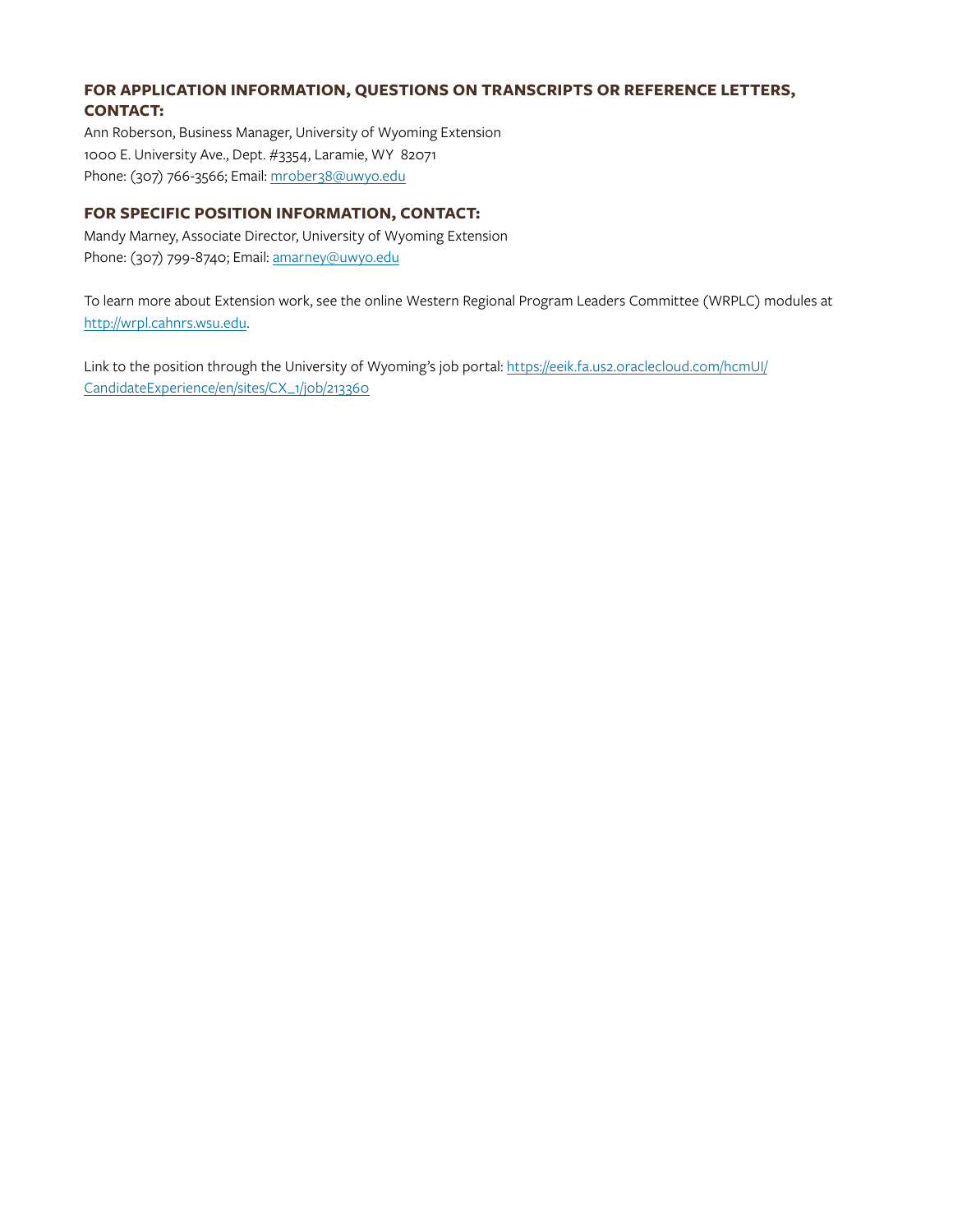### FOR APPLICATION INFORMATION, QUESTIONS ON TRANSCRIPTS OR REFERENCE LETTERS, CONTACT:

Ann Roberson, Business Manager, University of Wyoming Extension
1000 E. University Ave., Dept. #3354, Laramie, WY 82071
Phone: (307) 766-3566; Email: mrober38@uwyo.edu

### FOR SPECIFIC POSITION INFORMATION, CONTACT:

Mandy Marney, Associate Director, University of Wyoming Extension
Phone: (307) 799-8740; Email: amarney@uwyo.edu

To learn more about Extension work, see the online Western Regional Program Leaders Committee (WRPLC) modules at http://wrpl.cahnrs.wsu.edu.

Link to the position through the University of Wyoming's job portal: https://eeik.fa.us2.oraclecloud.com/hcmUI/CandidateExperience/en/sites/CX_1/job/213360